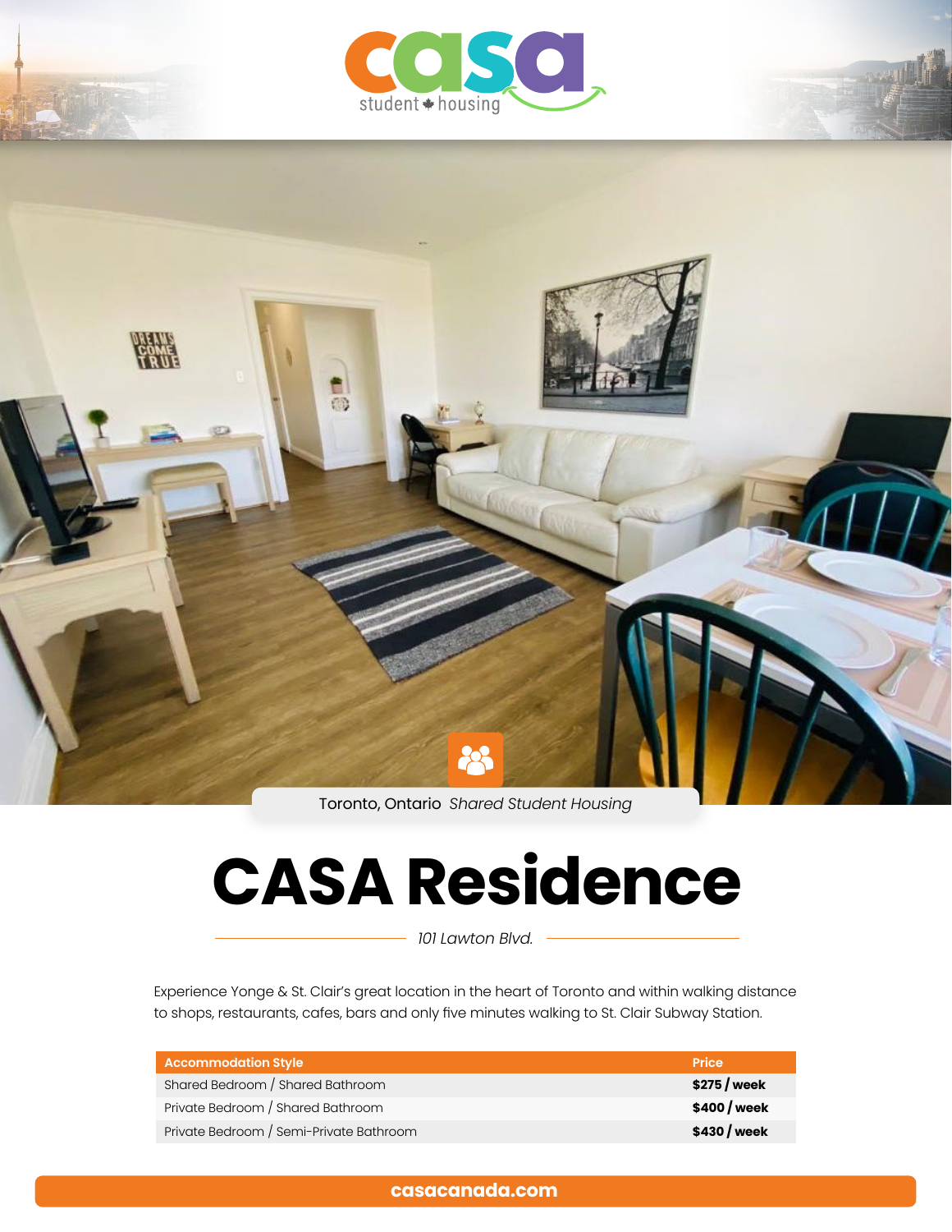casa student housing

Toronto, Ontario *Shared Student Housing*

# CASA Residence

*101 Lawton Blvd.*

Experience Yonge & St. Clair's great location in the heart of Toronto and within walking distance to shops, restaurants, cafes, bars and only five minutes walking to St. Clair Subway Station.

| Accommodation Style | Price |
| --- | --- |
| Shared Bedroom / Shared Bathroom | **$275 / week** |
| Private Bedroom / Shared Bathroom | **$400 / week** |
| Private Bedroom / Semi-Private Bathroom | **$430 / week** |

**casacanada.com**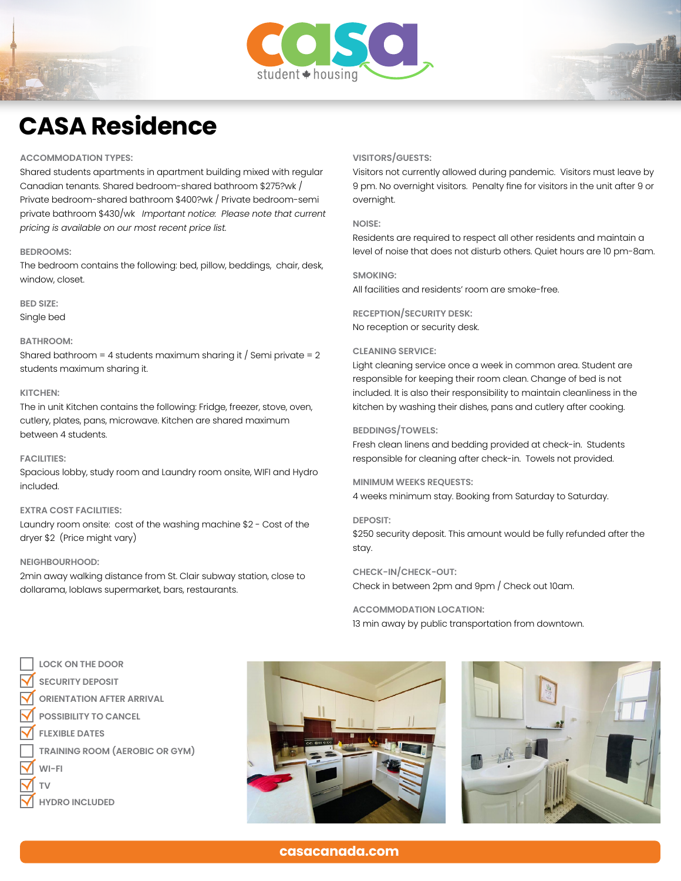# CASA Residence

**ACCOMMODATION TYPES:**

Shared students apartments in apartment building mixed with regular Canadian tenants. Shared bedroom-shared bathroom $275?wk / Private bedroom-shared bathroom $400?wk / Private bedroom-semi private bathroom $430/wk *Important notice: Please note that current pricing is available on our most recent price list.*

**BEDROOMS:**

The bedroom contains the following: bed, pillow, beddings, chair, desk, window, closet.

**BED SIZE:**

Single bed

**BATHROOM:**

Shared bathroom = 4 students maximum sharing it / Semi private = 2 students maximum sharing it.

**KITCHEN:**

The in unit Kitchen contains the following: Fridge, freezer, stove, oven, cutlery, plates, pans, microwave. Kitchen are shared maximum between 4 students.

**FACILITIES:**

Spacious lobby, study room and Laundry room onsite, WIFI and Hydro included.

**EXTRA COST FACILITIES:**

Laundry room onsite: cost of the washing machine $2 - Cost of the dryer $2 (Price might vary)

**NEIGHBOURHOOD:**

2min away walking distance from St. Clair subway station, close to dollarama, loblaws supermarket, bars, restaurants.

**VISITORS/GUESTS:**

Visitors not currently allowed during pandemic. Visitors must leave by 9 pm. No overnight visitors. Penalty fine for visitors in the unit after 9 or overnight.

**NOISE:**

Residents are required to respect all other residents and maintain a level of noise that does not disturb others. Quiet hours are 10 pm-8am.

**SMOKING:**

All facilities and residents' room are smoke-free.

**RECEPTION/SECURITY DESK:**

No reception or security desk.

**CLEANING SERVICE:**

Light cleaning service once a week in common area. Student are responsible for keeping their room clean. Change of bed is not included. It is also their responsibility to maintain cleanliness in the kitchen by washing their dishes, pans and cutlery after cooking.

**BEDDINGS/TOWELS:**

Fresh clean linens and bedding provided at check-in. Students responsible for cleaning after check-in. Towels not provided.

**MINIMUM WEEKS REQUESTS:**

4 weeks minimum stay. Booking from Saturday to Saturday.

**DEPOSIT:**

$250 security deposit. This amount would be fully refunded after the stay.

**CHECK-IN/CHECK-OUT:**

Check in between 2pm and 9pm / Check out 10am.

**ACCOMMODATION LOCATION:**

13 min away by public transportation from downtown.

- [ ] LOCK ON THE DOOR
- [x] SECURITY DEPOSIT
- [x] ORIENTATION AFTER ARRIVAL
- [x] POSSIBILITY TO CANCEL
- [x] FLEXIBLE DATES
- [ ] TRAINING ROOM (AEROBIC OR GYM)
- [x] WI-FI
- [x] TV
- [x] HYDRO INCLUDED

casacanada.com